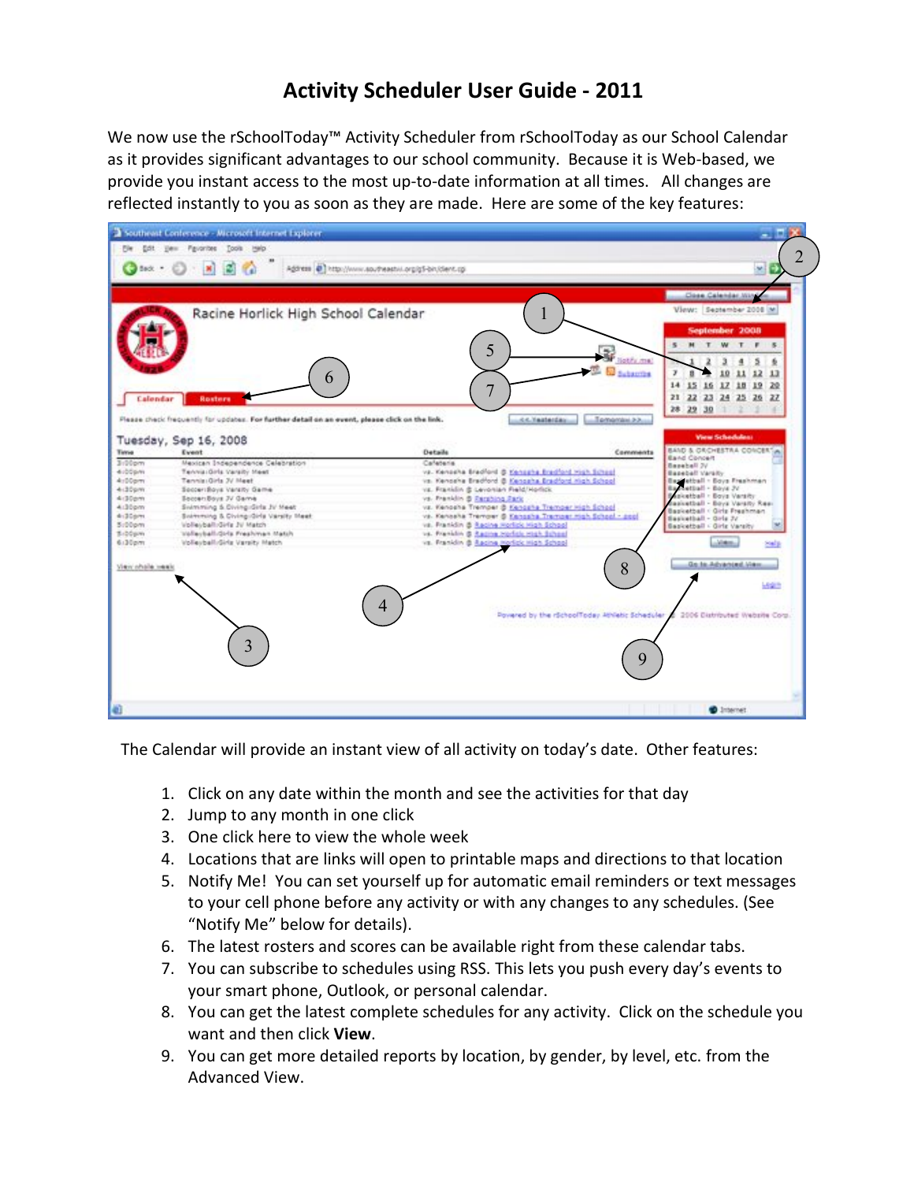# Activity Scheduler User Guide - 2011

We now use the rSchoolToday™ Activity Scheduler from rSchoolToday as our School Calendar as it provides significant advantages to our school community. Because it is Web-based, we provide you instant access to the most up-to-date information at all times. All changes are reflected instantly to you as soon as they are made. Here are some of the key features:

The Calendar will provide an instant view of all activity on today's date. Other features:

1. Click on any date within the month and see the activities for that day
2. Jump to any month in one click
3. One click here to view the whole week
4. Locations that are links will open to printable maps and directions to that location
5. Notify Me! You can set yourself up for automatic email reminders or text messages to your cell phone before any activity or with any changes to any schedules. (See "Notify Me" below for details).
6. The latest rosters and scores can be available right from these calendar tabs.
7. You can subscribe to schedules using RSS. This lets you push every day's events to your smart phone, Outlook, or personal calendar.
8. You can get the latest complete schedules for any activity. Click on the schedule you want and then click **View**.
9. You can get more detailed reports by location, by gender, by level, etc. from the Advanced View.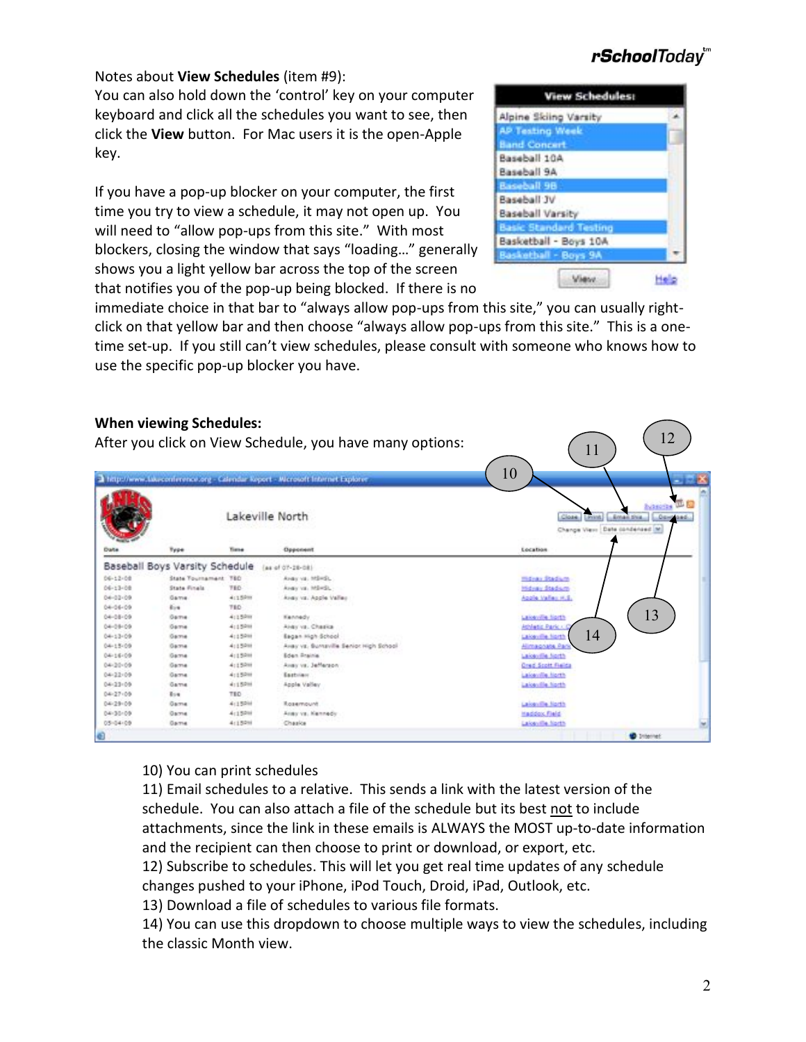Notes about **View Schedules** (item #9):

You can also hold down the 'control' key on your computer keyboard and click all the schedules you want to see, then click the **View** button. For Mac users it is the open-Apple key.

If you have a pop-up blocker on your computer, the first time you try to view a schedule, it may not open up. You will need to "allow pop-ups from this site." With most blockers, closing the window that says "loading…" generally shows you a light yellow bar across the top of the screen that notifies you of the pop-up being blocked. If there is no immediate choice in that bar to "always allow pop-ups from this site," you can usually right-click on that yellow bar and then choose "always allow pop-ups from this site." This is a one-time set-up. If you still can't view schedules, please consult with someone who knows how to use the specific pop-up blocker you have.

**When viewing Schedules:**

After you click on View Schedule, you have many options:

10) You can print schedules
11) Email schedules to a relative. This sends a link with the latest version of the schedule. You can also attach a file of the schedule but its best not to include attachments, since the link in these emails is ALWAYS the MOST up-to-date information and the recipient can then choose to print or download, or export, etc.
12) Subscribe to schedules. This will let you get real time updates of any schedule changes pushed to your iPhone, iPod Touch, Droid, iPad, Outlook, etc.
13) Download a file of schedules to various file formats.
14) You can use this dropdown to choose multiple ways to view the schedules, including the classic Month view.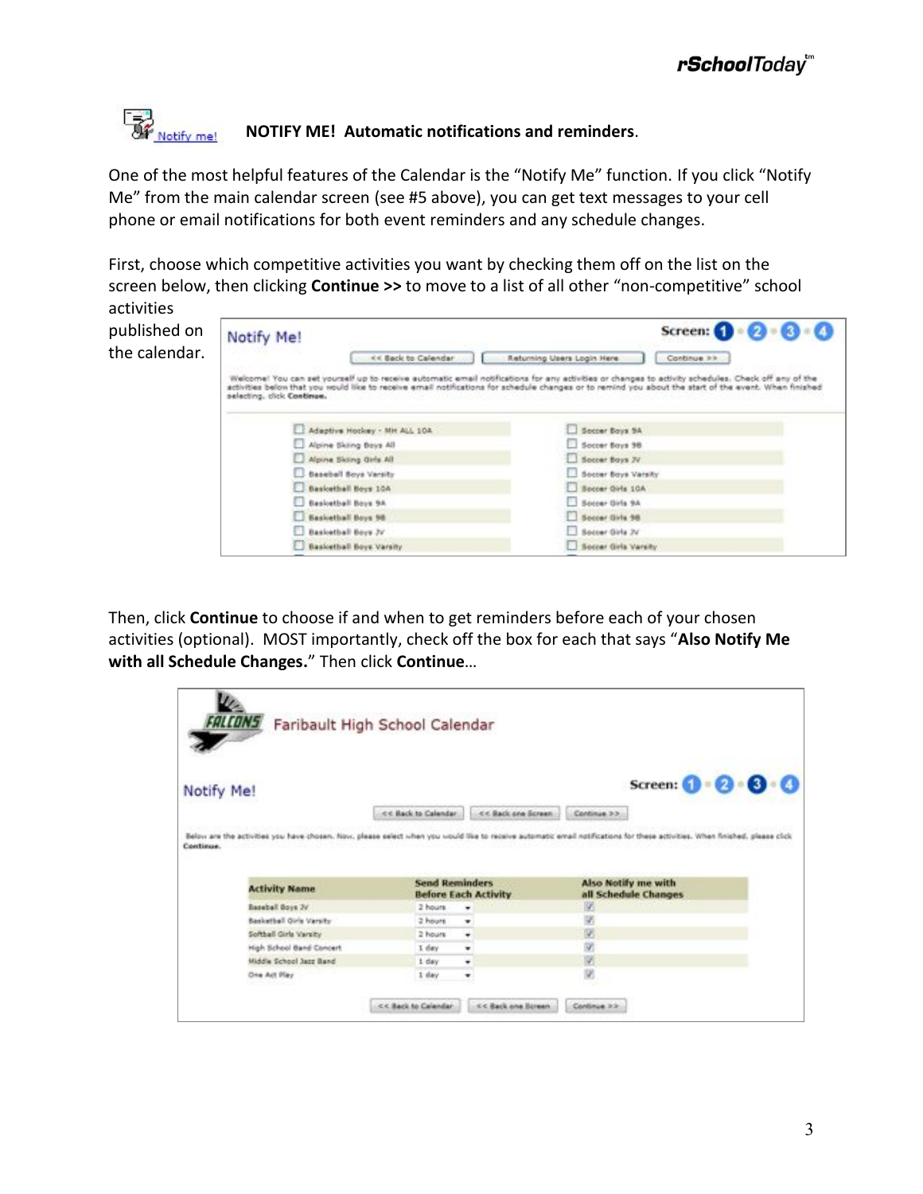**NOTIFY ME! Automatic notifications and reminders**.

One of the most helpful features of the Calendar is the "Notify Me" function. If you click "Notify Me" from the main calendar screen (see #5 above), you can get text messages to your cell phone or email notifications for both event reminders and any schedule changes.

First, choose which competitive activities you want by checking them off on the list on the screen below, then clicking **Continue >>** to move to a list of all other "non-competitive" school activities published on the calendar.

Then, click **Continue** to choose if and when to get reminders before each of your chosen activities (optional). MOST importantly, check off the box for each that says "**Also Notify Me with all Schedule Changes.**" Then click **Continue**…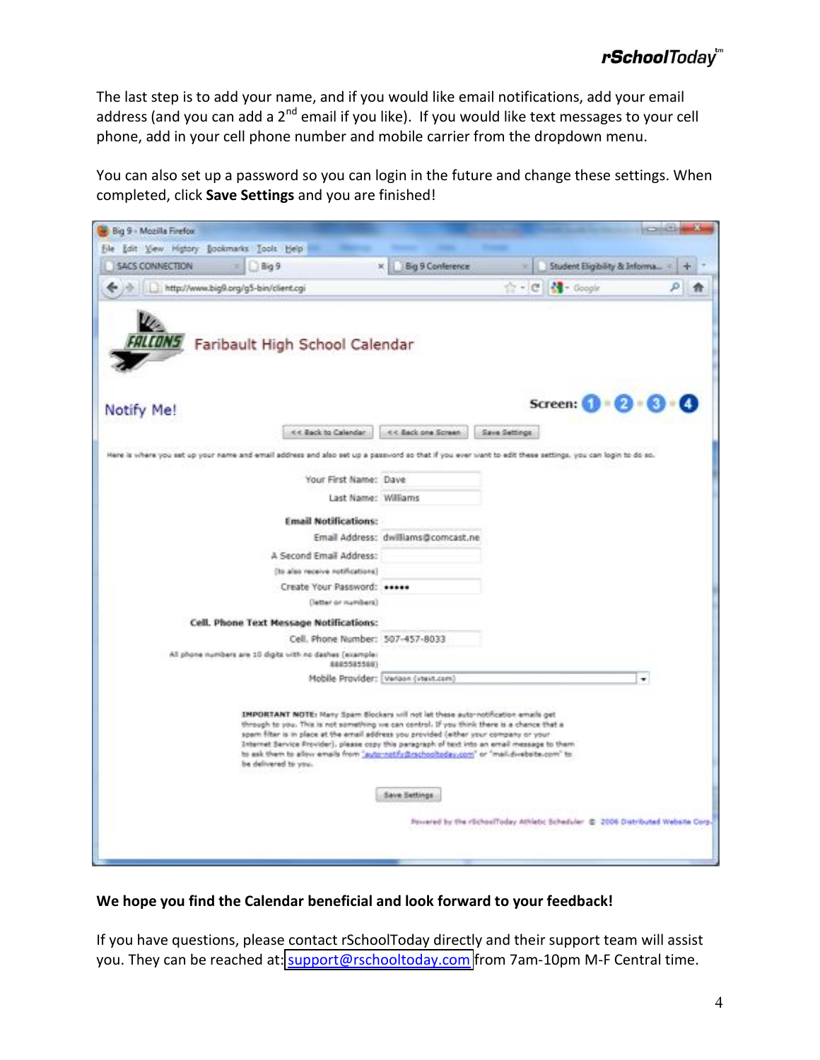The last step is to add your name, and if you would like email notifications, add your email address (and you can add a 2nd email if you like). If you would like text messages to your cell phone, add in your cell phone number and mobile carrier from the dropdown menu.

You can also set up a password so you can login in the future and change these settings. When completed, click **Save Settings** and you are finished!

**We hope you find the Calendar beneficial and look forward to your feedback!**

If you have questions, please contact rSchoolToday directly and their support team will assist you. They can be reached at: support@rschooltoday.com from 7am-10pm M-F Central time.